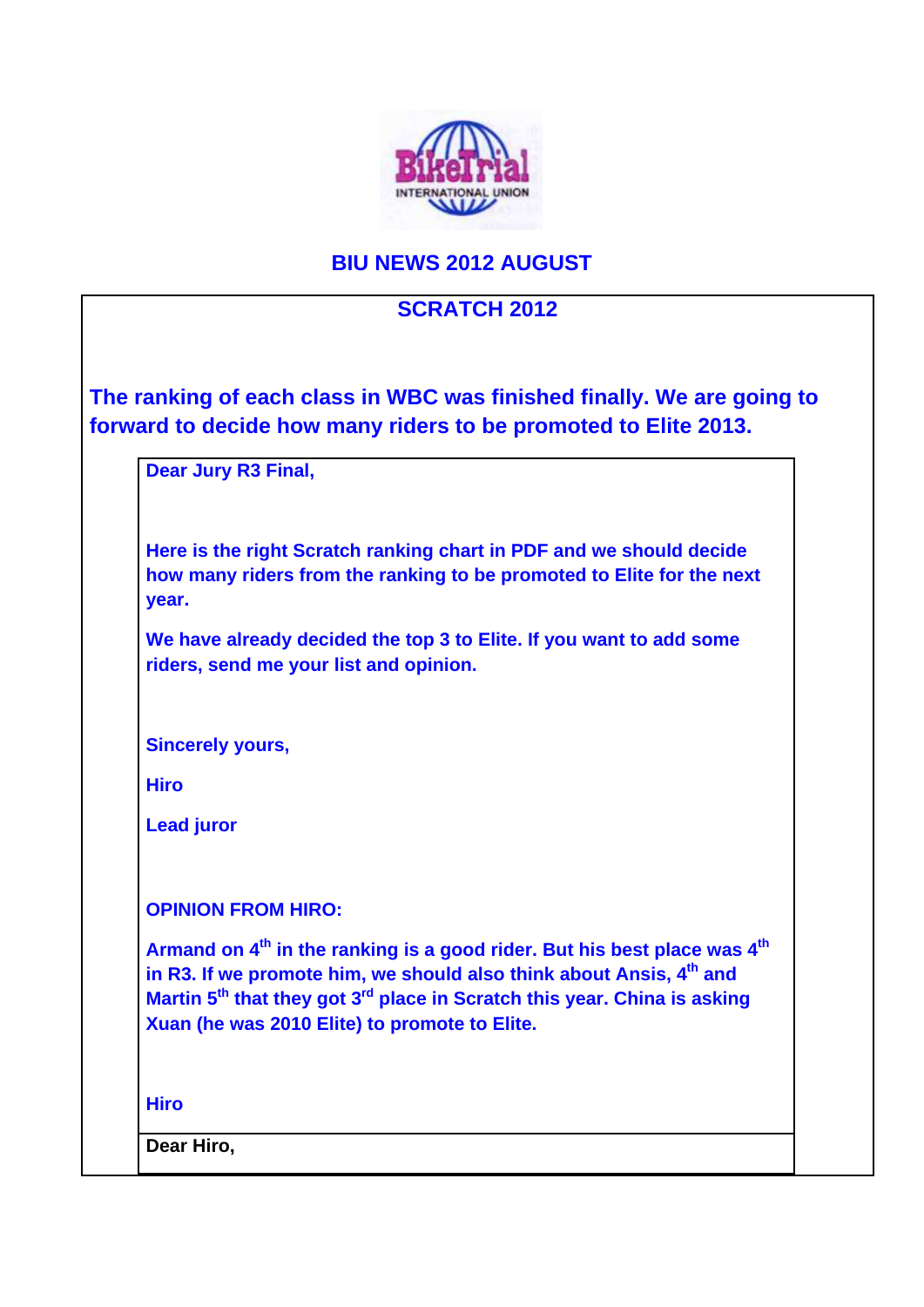## BIU NEWS 2012 AUGUST

### SCRATCH 2012

**The ranking of each class in WBC was finished finally. We are going to forward to decide how many riders to be promoted to Elite 2013.**

**Dear Jury R3 Final,**

**Here is the right Scratch ranking chart in PDF and we should decide how many riders from the ranking to be promoted to Elite for the next year.**

**We have already decided the top 3 to Elite. If you want to add some riders, send me your list and opinion.**

**Sincerely yours,**

**Hiro**

**Lead juror**

**OPINION FROM HIRO:**

**Armand on 4th in the ranking is a good rider. But his best place was 4th in R3. If we promote him, we should also think about Ansis, 4th and Martin 5th that they got 3rd place in Scratch this year. China is asking Xuan (he was 2010 Elite) to promote to Elite.**

**Hiro**

**Dear Hiro,**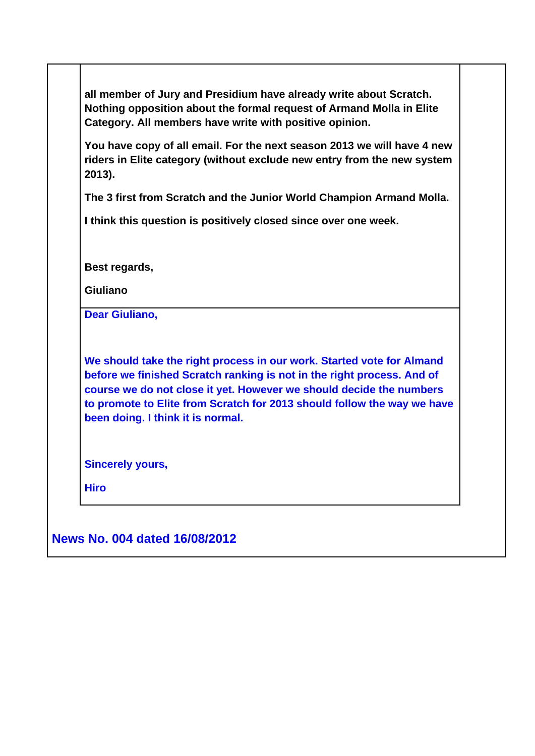**all member of Jury and Presidium have already write about Scratch. Nothing opposition about the formal request of Armand Molla in Elite Category. All members have write with positive opinion.**

**You have copy of all email. For the next season 2013 we will have 4 new riders in Elite category (without exclude new entry from the new system 2013).**

**The 3 first from Scratch and the Junior World Champion Armand Molla.**

**I think this question is positively closed since over one week.**

**Best regards,**

**Giuliano**

**Dear Giuliano,**

**We should take the right process in our work. Started vote for Almand before we finished Scratch ranking is not in the right process. And of course we do not close it yet. However we should decide the numbers to promote to Elite from Scratch for 2013 should follow the way we have been doing. I think it is normal.**

**Sincerely yours,**

**Hiro**

**News No. 004 dated 16/08/2012**